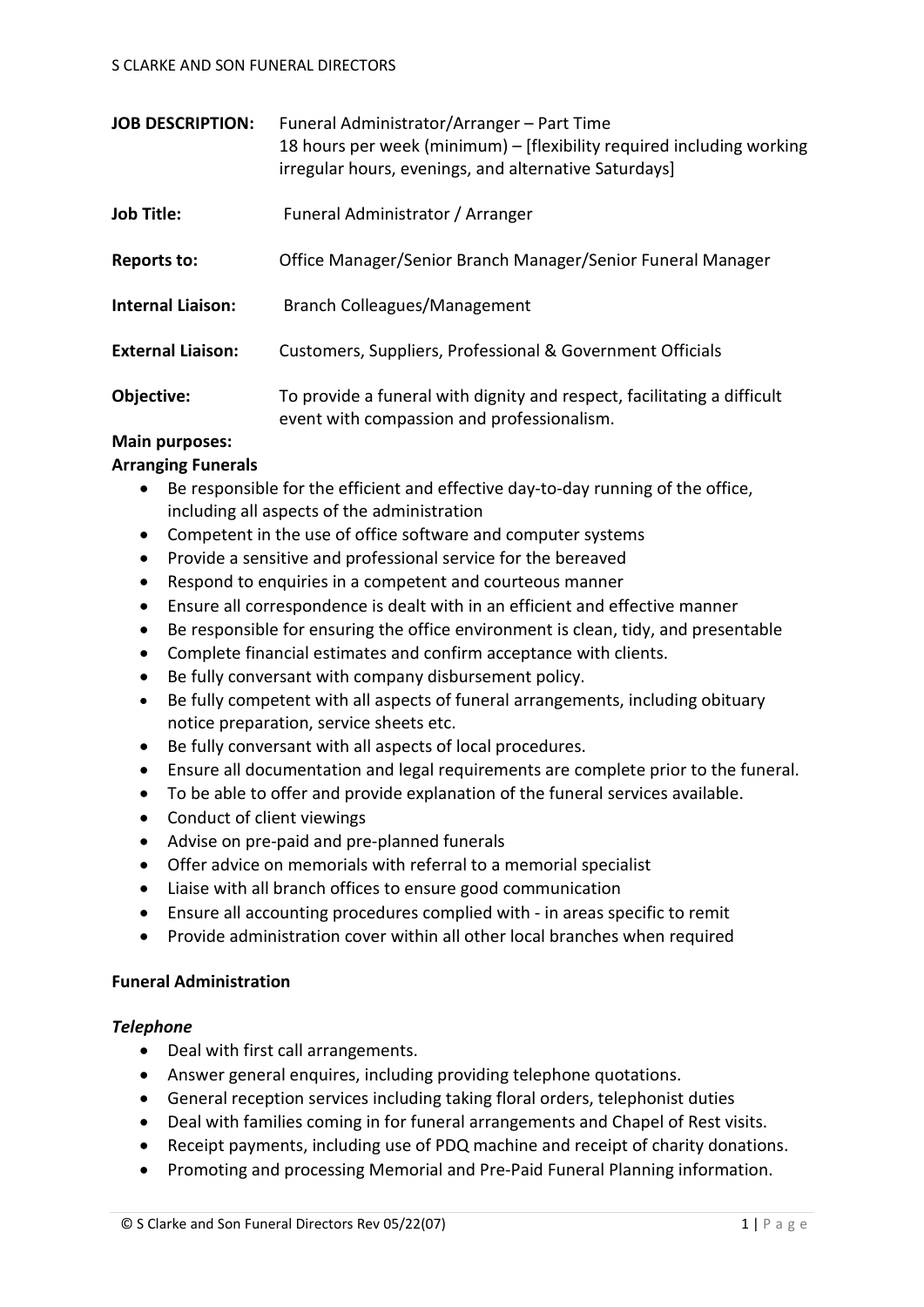S CLARKE AND SON FUNERAL DIRECTORS

| | |
|---|---|
| **JOB DESCRIPTION:** | Funeral Administrator/Arranger – Part Time<br>18 hours per week (minimum) – [flexibility required including working irregular hours, evenings, and alternative Saturdays] |
| **Job Title:** | Funeral Administrator / Arranger |
| **Reports to:** | Office Manager/Senior Branch Manager/Senior Funeral Manager |
| **Internal Liaison:** | Branch Colleagues/Management |
| **External Liaison:** | Customers, Suppliers, Professional & Government Officials |
| **Objective:** | To provide a funeral with dignity and respect, facilitating a difficult event with compassion and professionalism. |

**Main purposes:**

**Arranging Funerals**

- Be responsible for the efficient and effective day-to-day running of the office, including all aspects of the administration
- Competent in the use of office software and computer systems
- Provide a sensitive and professional service for the bereaved
- Respond to enquiries in a competent and courteous manner
- Ensure all correspondence is dealt with in an efficient and effective manner
- Be responsible for ensuring the office environment is clean, tidy, and presentable
- Complete financial estimates and confirm acceptance with clients.
- Be fully conversant with company disbursement policy.
- Be fully competent with all aspects of funeral arrangements, including obituary notice preparation, service sheets etc.
- Be fully conversant with all aspects of local procedures.
- Ensure all documentation and legal requirements are complete prior to the funeral.
- To be able to offer and provide explanation of the funeral services available.
- Conduct of client viewings
- Advise on pre-paid and pre-planned funerals
- Offer advice on memorials with referral to a memorial specialist
- Liaise with all branch offices to ensure good communication
- Ensure all accounting procedures complied with - in areas specific to remit
- Provide administration cover within all other local branches when required

**Funeral Administration**

***Telephone***

- Deal with first call arrangements.
- Answer general enquires, including providing telephone quotations.
- General reception services including taking floral orders, telephonist duties
- Deal with families coming in for funeral arrangements and Chapel of Rest visits.
- Receipt payments, including use of PDQ machine and receipt of charity donations.
- Promoting and processing Memorial and Pre-Paid Funeral Planning information.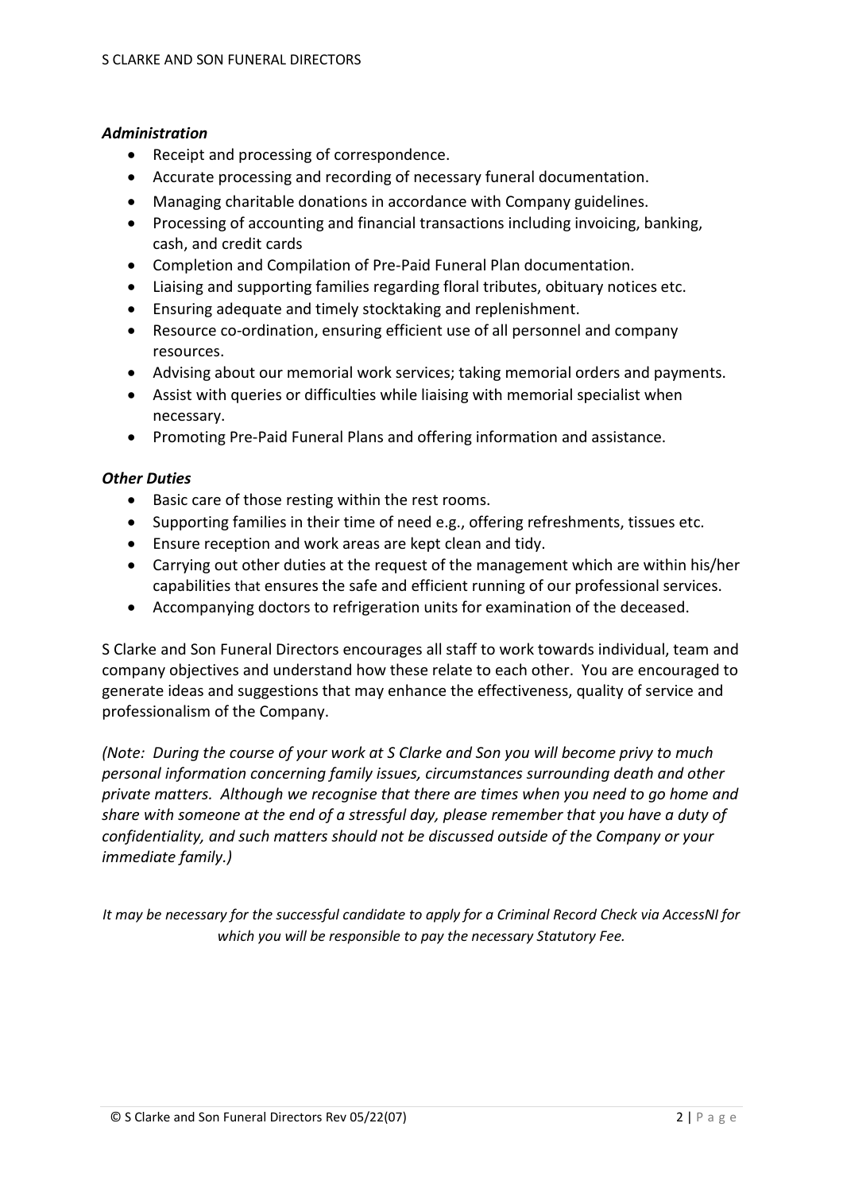***Administration***

- Receipt and processing of correspondence.
- Accurate processing and recording of necessary funeral documentation.
- Managing charitable donations in accordance with Company guidelines.
- Processing of accounting and financial transactions including invoicing, banking, cash, and credit cards
- Completion and Compilation of Pre-Paid Funeral Plan documentation.
- Liaising and supporting families regarding floral tributes, obituary notices etc.
- Ensuring adequate and timely stocktaking and replenishment.
- Resource co-ordination, ensuring efficient use of all personnel and company resources.
- Advising about our memorial work services; taking memorial orders and payments.
- Assist with queries or difficulties while liaising with memorial specialist when necessary.
- Promoting Pre-Paid Funeral Plans and offering information and assistance.

***Other Duties***

- Basic care of those resting within the rest rooms.
- Supporting families in their time of need e.g., offering refreshments, tissues etc.
- Ensure reception and work areas are kept clean and tidy.
- Carrying out other duties at the request of the management which are within his/her capabilities that ensures the safe and efficient running of our professional services.
- Accompanying doctors to refrigeration units for examination of the deceased.

S Clarke and Son Funeral Directors encourages all staff to work towards individual, team and company objectives and understand how these relate to each other. You are encouraged to generate ideas and suggestions that may enhance the effectiveness, quality of service and professionalism of the Company.

*(Note: During the course of your work at S Clarke and Son you will become privy to much personal information concerning family issues, circumstances surrounding death and other private matters. Although we recognise that there are times when you need to go home and share with someone at the end of a stressful day, please remember that you have a duty of confidentiality, and such matters should not be discussed outside of the Company or your immediate family.)*

*It may be necessary for the successful candidate to apply for a Criminal Record Check via AccessNI for which you will be responsible to pay the necessary Statutory Fee.*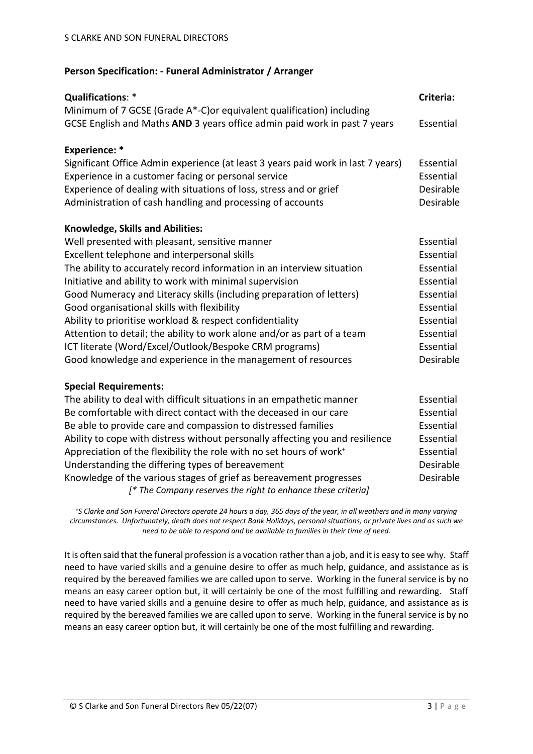## Person Specification: - Funeral Administrator / Arranger

| | |
|---|---|
| **Qualifications**: * | **Criteria:** |
| Minimum of 7 GCSE (Grade A*-C)or equivalent qualification) including GCSE English and Maths **AND** 3 years office admin paid work in past 7 years | Essential |
| **Experience: *** | |
| Significant Office Admin experience (at least 3 years paid work in last 7 years) | Essential |
| Experience in a customer facing or personal service | Essential |
| Experience of dealing with situations of loss, stress and or grief | Desirable |
| Administration of cash handling and processing of accounts | Desirable |
| **Knowledge, Skills and Abilities:** | |
| Well presented with pleasant, sensitive manner | Essential |
| Excellent telephone and interpersonal skills | Essential |
| The ability to accurately record information in an interview situation | Essential |
| Initiative and ability to work with minimal supervision | Essential |
| Good Numeracy and Literacy skills (including preparation of letters) | Essential |
| Good organisational skills with flexibility | Essential |
| Ability to prioritise workload & respect confidentiality | Essential |
| Attention to detail; the ability to work alone and/or as part of a team | Essential |
| ICT literate (Word/Excel/Outlook/Bespoke CRM programs) | Essential |
| Good knowledge and experience in the management of resources | Desirable |
| **Special Requirements:** | |
| The ability to deal with difficult situations in an empathetic manner | Essential |
| Be comfortable with direct contact with the deceased in our care | Essential |
| Be able to provide care and compassion to distressed families | Essential |
| Ability to cope with distress without personally affecting you and resilience | Essential |
| Appreciation of the flexibility the role with no set hours of work+ | Essential |
| Understanding the differing types of bereavement | Desirable |
| Knowledge of the various stages of grief as bereavement progresses | Desirable |

*[* The Company reserves the right to enhance these criteria]*

*+S Clarke and Son Funeral Directors operate 24 hours a day, 365 days of the year, in all weathers and in many varying circumstances. Unfortunately, death does not respect Bank Holidays, personal situations, or private lives and as such we need to be able to respond and be available to families in their time of need.*

It is often said that the funeral profession is a vocation rather than a job, and it is easy to see why. Staff need to have varied skills and a genuine desire to offer as much help, guidance, and assistance as is required by the bereaved families we are called upon to serve. Working in the funeral service is by no means an easy career option but, it will certainly be one of the most fulfilling and rewarding. Staff need to have varied skills and a genuine desire to offer as much help, guidance, and assistance as is required by the bereaved families we are called upon to serve. Working in the funeral service is by no means an easy career option but, it will certainly be one of the most fulfilling and rewarding.